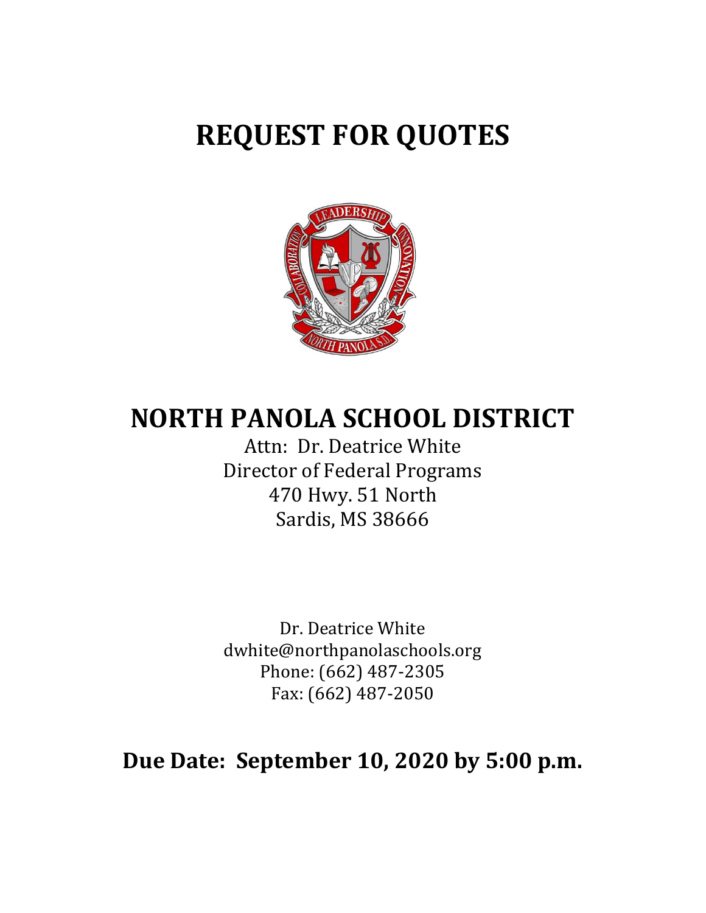# REQUEST FOR QUOTES

# NORTH PANOLA SCHOOL DISTRICT

Attn: Dr. Deatrice White
Director of Federal Programs
470 Hwy. 51 North
Sardis, MS 38666

Dr. Deatrice White
dwhite@northpanolaschools.org
Phone: (662) 487-2305
Fax: (662) 487-2050

## Due Date: September 10, 2020 by 5:00 p.m.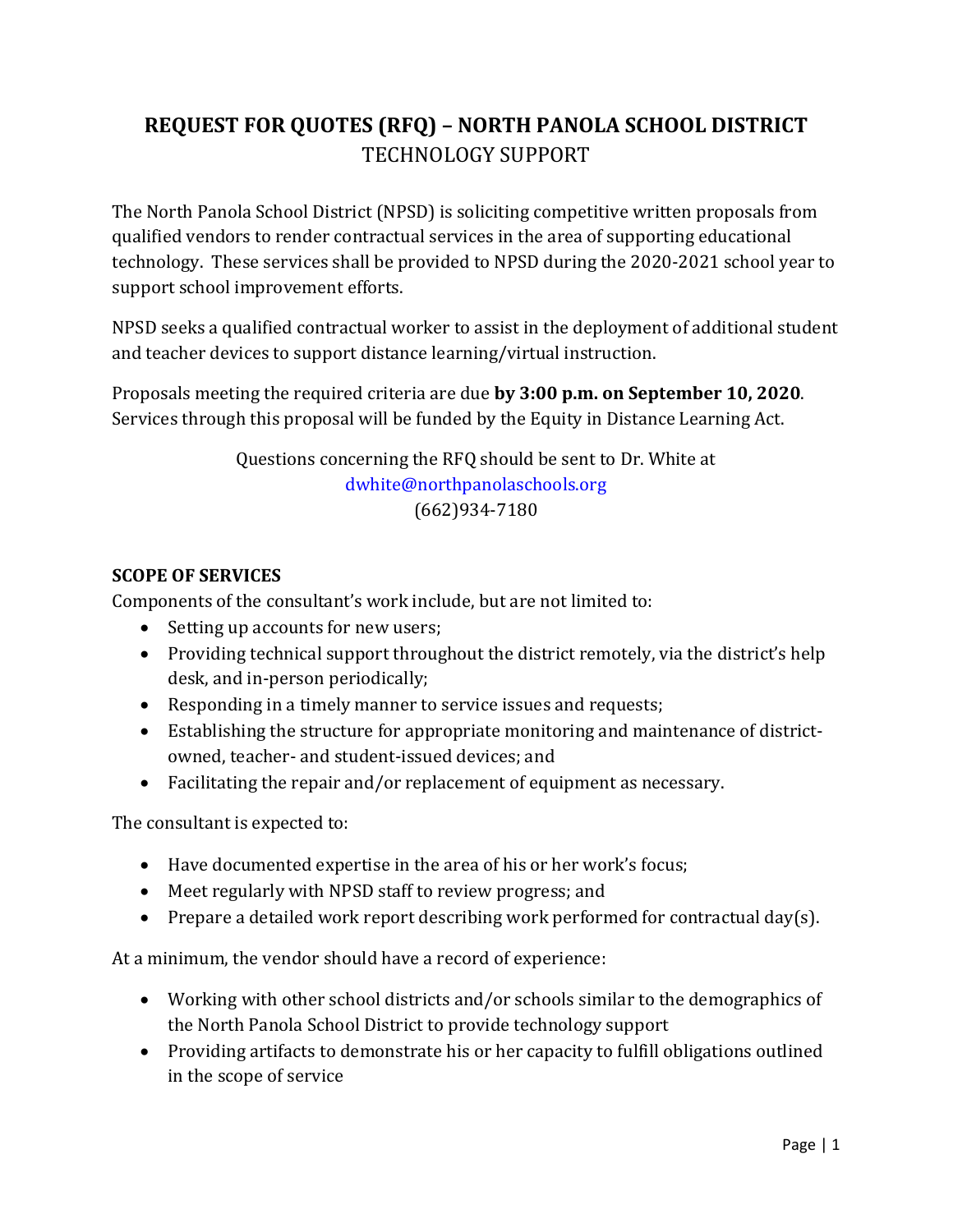# REQUEST FOR QUOTES (RFQ) – NORTH PANOLA SCHOOL DISTRICT

TECHNOLOGY SUPPORT

The North Panola School District (NPSD) is soliciting competitive written proposals from qualified vendors to render contractual services in the area of supporting educational technology. These services shall be provided to NPSD during the 2020-2021 school year to support school improvement efforts.

NPSD seeks a qualified contractual worker to assist in the deployment of additional student and teacher devices to support distance learning/virtual instruction.

Proposals meeting the required criteria are due **by 3:00 p.m. on September 10, 2020**. Services through this proposal will be funded by the Equity in Distance Learning Act.

Questions concerning the RFQ should be sent to Dr. White at
dwhite@northpanolaschools.org
(662)934-7180

**SCOPE OF SERVICES**

Components of the consultant's work include, but are not limited to:

- Setting up accounts for new users;
- Providing technical support throughout the district remotely, via the district's help desk, and in-person periodically;
- Responding in a timely manner to service issues and requests;
- Establishing the structure for appropriate monitoring and maintenance of district-owned, teacher- and student-issued devices; and
- Facilitating the repair and/or replacement of equipment as necessary.

The consultant is expected to:

- Have documented expertise in the area of his or her work's focus;
- Meet regularly with NPSD staff to review progress; and
- Prepare a detailed work report describing work performed for contractual day(s).

At a minimum, the vendor should have a record of experience:

- Working with other school districts and/or schools similar to the demographics of the North Panola School District to provide technology support
- Providing artifacts to demonstrate his or her capacity to fulfill obligations outlined in the scope of service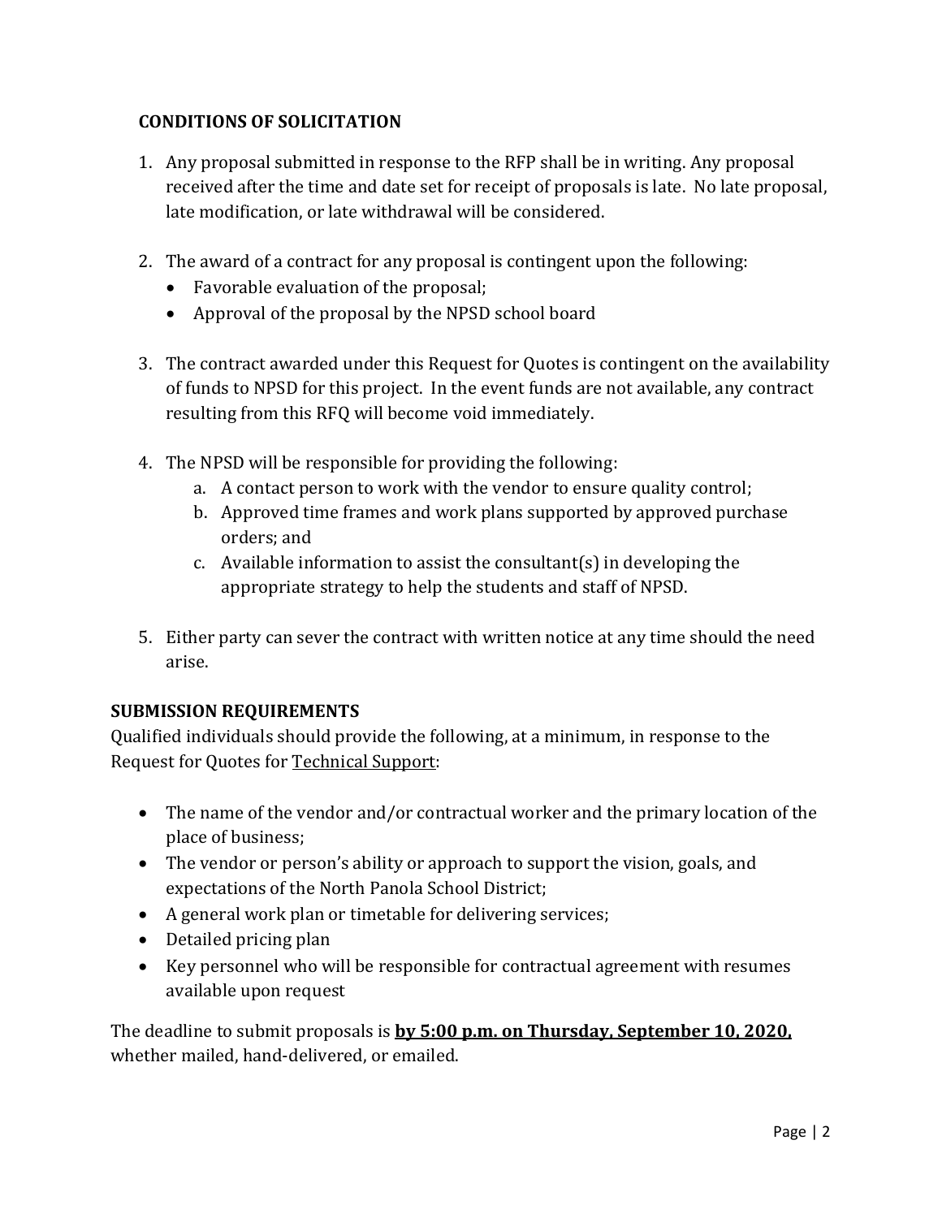## CONDITIONS OF SOLICITATION

1. Any proposal submitted in response to the RFP shall be in writing. Any proposal received after the time and date set for receipt of proposals is late. No late proposal, late modification, or late withdrawal will be considered.

2. The award of a contract for any proposal is contingent upon the following:
   - Favorable evaluation of the proposal;
   - Approval of the proposal by the NPSD school board

3. The contract awarded under this Request for Quotes is contingent on the availability of funds to NPSD for this project. In the event funds are not available, any contract resulting from this RFQ will become void immediately.

4. The NPSD will be responsible for providing the following:
   a. A contact person to work with the vendor to ensure quality control;
   b. Approved time frames and work plans supported by approved purchase orders; and
   c. Available information to assist the consultant(s) in developing the appropriate strategy to help the students and staff of NPSD.

5. Either party can sever the contract with written notice at any time should the need arise.

## SUBMISSION REQUIREMENTS

Qualified individuals should provide the following, at a minimum, in response to the Request for Quotes for <u>Technical Support</u>:

- The name of the vendor and/or contractual worker and the primary location of the place of business;
- The vendor or person's ability or approach to support the vision, goals, and expectations of the North Panola School District;
- A general work plan or timetable for delivering services;
- Detailed pricing plan
- Key personnel who will be responsible for contractual agreement with resumes available upon request

The deadline to submit proposals is <u>**by 5:00 p.m. on Thursday, September 10, 2020,**</u> whether mailed, hand-delivered, or emailed.